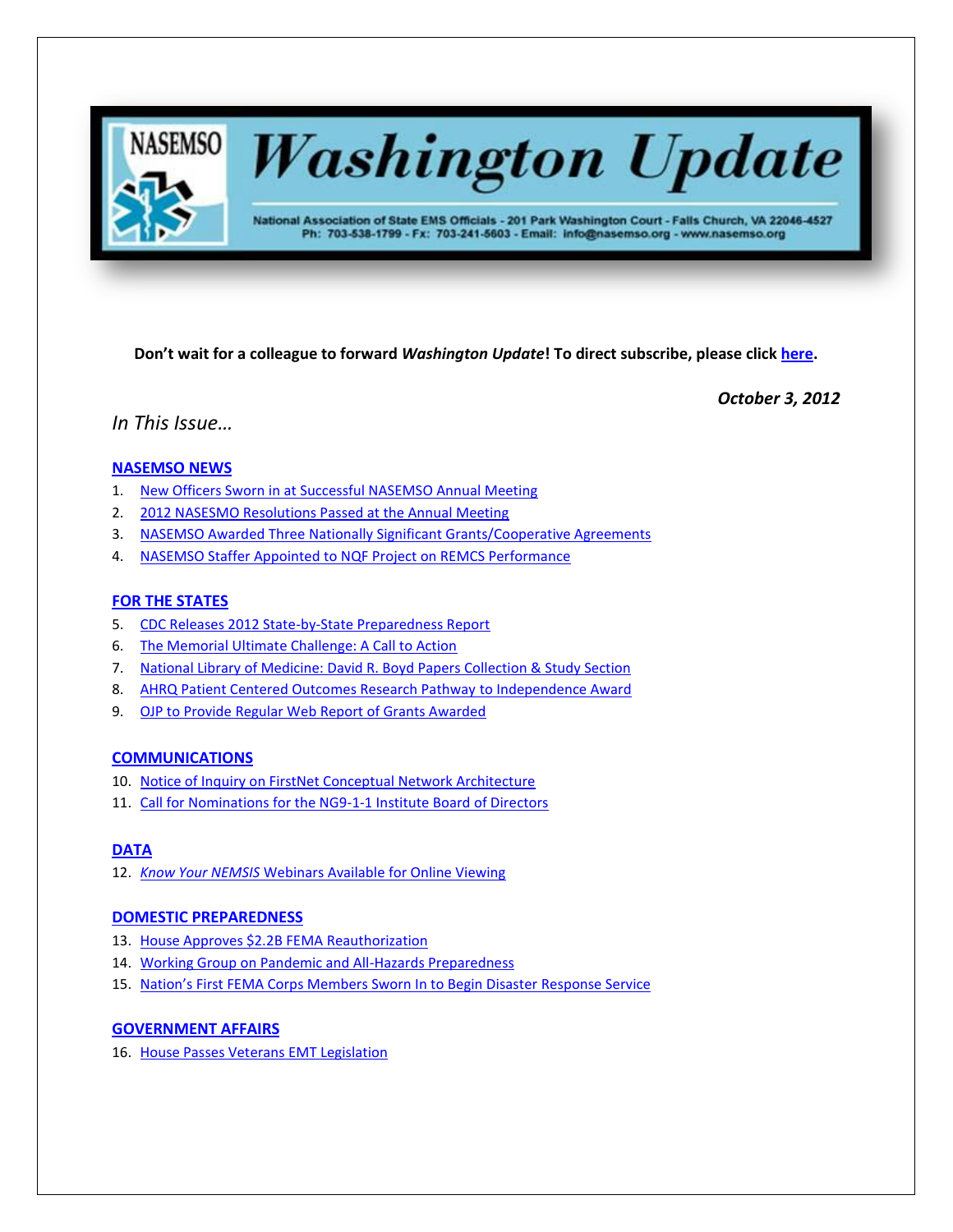# NASEMSO Washington Update

National Association of State EMS Officials - 201 Park Washington Court - Falls Church, VA 22046-4527
Ph: 703-538-1799 - Fx: 703-241-5603 - Email: info@nasemso.org - www.nasemso.org

**Don't wait for a colleague to forward *Washington Update*! To direct subscribe, please click here.**

***October 3, 2012***

*In This Issue…*

## NASEMSO NEWS

1. New Officers Sworn in at Successful NASEMSO Annual Meeting
2. 2012 NASESMO Resolutions Passed at the Annual Meeting
3. NASEMSO Awarded Three Nationally Significant Grants/Cooperative Agreements
4. NASEMSO Staffer Appointed to NQF Project on REMCS Performance

## FOR THE STATES

5. CDC Releases 2012 State-by-State Preparedness Report
6. The Memorial Ultimate Challenge: A Call to Action
7. National Library of Medicine: David R. Boyd Papers Collection & Study Section
8. AHRQ Patient Centered Outcomes Research Pathway to Independence Award
9. OJP to Provide Regular Web Report of Grants Awarded

## COMMUNICATIONS

10. Notice of Inquiry on FirstNet Conceptual Network Architecture
11. Call for Nominations for the NG9-1-1 Institute Board of Directors

## DATA

12. *Know Your NEMSIS* Webinars Available for Online Viewing

## DOMESTIC PREPAREDNESS

13. House Approves $2.2B FEMA Reauthorization
14. Working Group on Pandemic and All-Hazards Preparedness
15. Nation's First FEMA Corps Members Sworn In to Begin Disaster Response Service

## GOVERNMENT AFFAIRS

16. House Passes Veterans EMT Legislation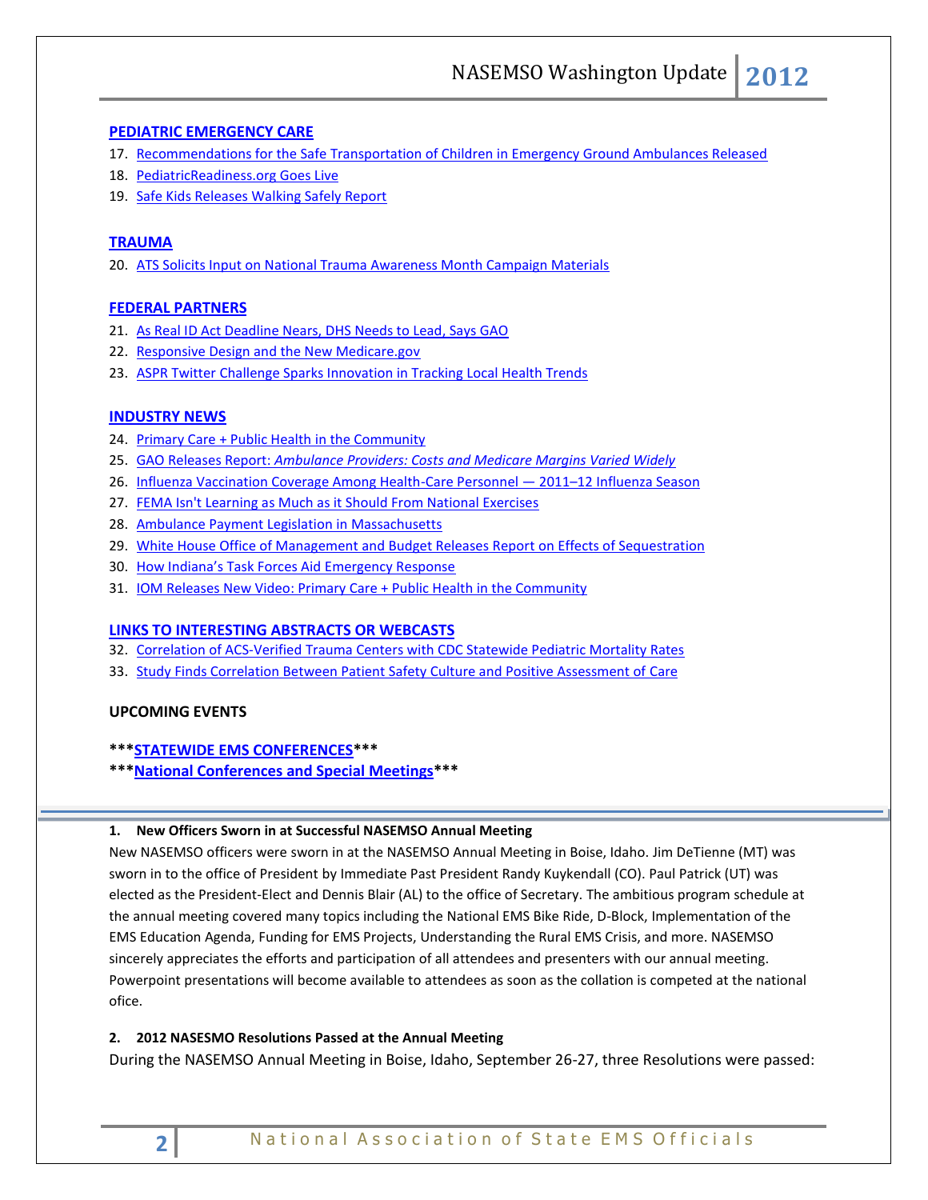### PEDIATRIC EMERGENCY CARE

17. Recommendations for the Safe Transportation of Children in Emergency Ground Ambulances Released
18. PediatricReadiness.org Goes Live
19. Safe Kids Releases Walking Safely Report

### TRAUMA

20. ATS Solicits Input on National Trauma Awareness Month Campaign Materials

### FEDERAL PARTNERS

21. As Real ID Act Deadline Nears, DHS Needs to Lead, Says GAO
22. Responsive Design and the New Medicare.gov
23. ASPR Twitter Challenge Sparks Innovation in Tracking Local Health Trends

### INDUSTRY NEWS

24. Primary Care + Public Health in the Community
25. GAO Releases Report: *Ambulance Providers: Costs and Medicare Margins Varied Widely*
26. Influenza Vaccination Coverage Among Health-Care Personnel — 2011–12 Influenza Season
27. FEMA Isn't Learning as Much as it Should From National Exercises
28. Ambulance Payment Legislation in Massachusetts
29. White House Office of Management and Budget Releases Report on Effects of Sequestration
30. How Indiana's Task Forces Aid Emergency Response
31. IOM Releases New Video: Primary Care + Public Health in the Community

### LINKS TO INTERESTING ABSTRACTS OR WEBCASTS

32. Correlation of ACS-Verified Trauma Centers with CDC Statewide Pediatric Mortality Rates
33. Study Finds Correlation Between Patient Safety Culture and Positive Assessment of Care

### UPCOMING EVENTS

**\*\*\*STATEWIDE EMS CONFERENCES\*\*\***

**\*\*\*National Conferences and Special Meetings\*\*\***

---

#### 1. New Officers Sworn in at Successful NASEMSO Annual Meeting

New NASEMSO officers were sworn in at the NASEMSO Annual Meeting in Boise, Idaho. Jim DeTienne (MT) was sworn in to the office of President by Immediate Past President Randy Kuykendall (CO). Paul Patrick (UT) was elected as the President-Elect and Dennis Blair (AL) to the office of Secretary. The ambitious program schedule at the annual meeting covered many topics including the National EMS Bike Ride, D-Block, Implementation of the EMS Education Agenda, Funding for EMS Projects, Understanding the Rural EMS Crisis, and more. NASEMSO sincerely appreciates the efforts and participation of all attendees and presenters with our annual meeting. Powerpoint presentations will become available to attendees as soon as the collation is competed at the national ofice.

#### 2. 2012 NASESMO Resolutions Passed at the Annual Meeting

During the NASEMSO Annual Meeting in Boise, Idaho, September 26-27, three Resolutions were passed: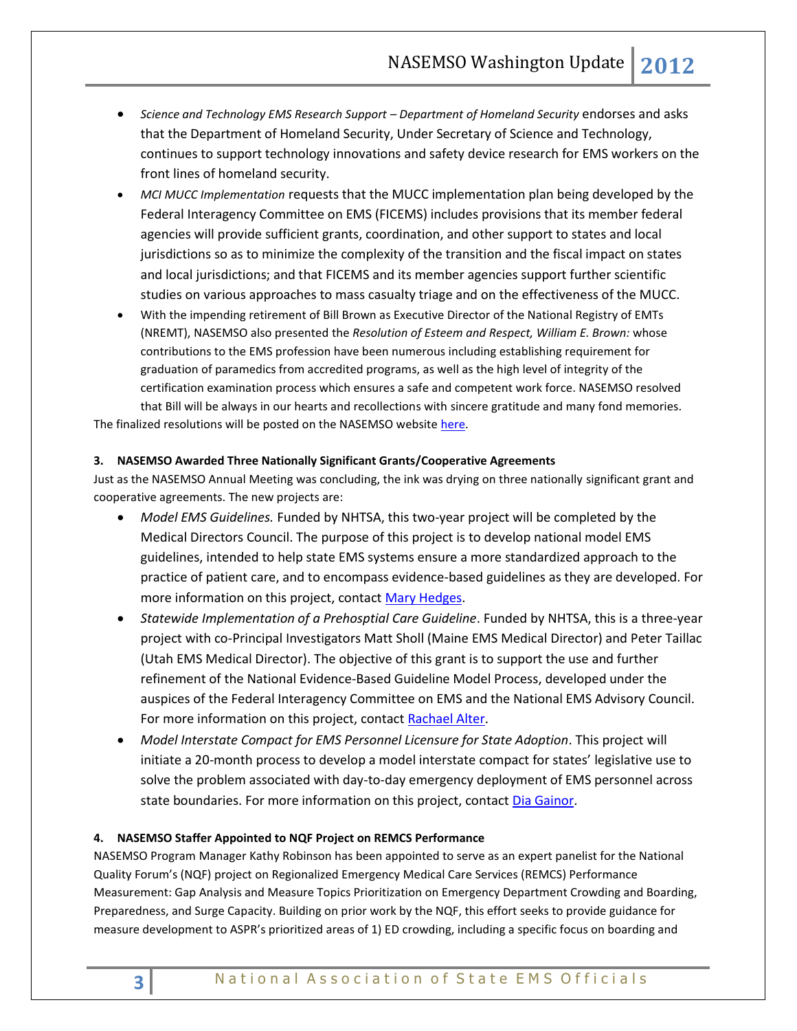- *Science and Technology EMS Research Support – Department of Homeland Security* endorses and asks that the Department of Homeland Security, Under Secretary of Science and Technology, continues to support technology innovations and safety device research for EMS workers on the front lines of homeland security.
- *MCI MUCC Implementation* requests that the MUCC implementation plan being developed by the Federal Interagency Committee on EMS (FICEMS) includes provisions that its member federal agencies will provide sufficient grants, coordination, and other support to states and local jurisdictions so as to minimize the complexity of the transition and the fiscal impact on states and local jurisdictions; and that FICEMS and its member agencies support further scientific studies on various approaches to mass casualty triage and on the effectiveness of the MUCC.
- With the impending retirement of Bill Brown as Executive Director of the National Registry of EMTs (NREMT), NASEMSO also presented the *Resolution of Esteem and Respect, William E. Brown:* whose contributions to the EMS profession have been numerous including establishing requirement for graduation of paramedics from accredited programs, as well as the high level of integrity of the certification examination process which ensures a safe and competent work force. NASEMSO resolved that Bill will be always in our hearts and recollections with sincere gratitude and many fond memories.

The finalized resolutions will be posted on the NASEMSO website here.

**3. NASEMSO Awarded Three Nationally Significant Grants/Cooperative Agreements**

Just as the NASEMSO Annual Meeting was concluding, the ink was drying on three nationally significant grant and cooperative agreements. The new projects are:

- *Model EMS Guidelines.* Funded by NHTSA, this two-year project will be completed by the Medical Directors Council. The purpose of this project is to develop national model EMS guidelines, intended to help state EMS systems ensure a more standardized approach to the practice of patient care, and to encompass evidence-based guidelines as they are developed. For more information on this project, contact Mary Hedges.
- *Statewide Implementation of a Prehosptial Care Guideline*. Funded by NHTSA, this is a three-year project with co-Principal Investigators Matt Sholl (Maine EMS Medical Director) and Peter Taillac (Utah EMS Medical Director). The objective of this grant is to support the use and further refinement of the National Evidence-Based Guideline Model Process, developed under the auspices of the Federal Interagency Committee on EMS and the National EMS Advisory Council. For more information on this project, contact Rachael Alter.
- *Model Interstate Compact for EMS Personnel Licensure for State Adoption*. This project will initiate a 20-month process to develop a model interstate compact for states' legislative use to solve the problem associated with day-to-day emergency deployment of EMS personnel across state boundaries. For more information on this project, contact Dia Gainor.

**4. NASEMSO Staffer Appointed to NQF Project on REMCS Performance**

NASEMSO Program Manager Kathy Robinson has been appointed to serve as an expert panelist for the National Quality Forum's (NQF) project on Regionalized Emergency Medical Care Services (REMCS) Performance Measurement: Gap Analysis and Measure Topics Prioritization on Emergency Department Crowding and Boarding, Preparedness, and Surge Capacity. Building on prior work by the NQF, this effort seeks to provide guidance for measure development to ASPR's prioritized areas of 1) ED crowding, including a specific focus on boarding and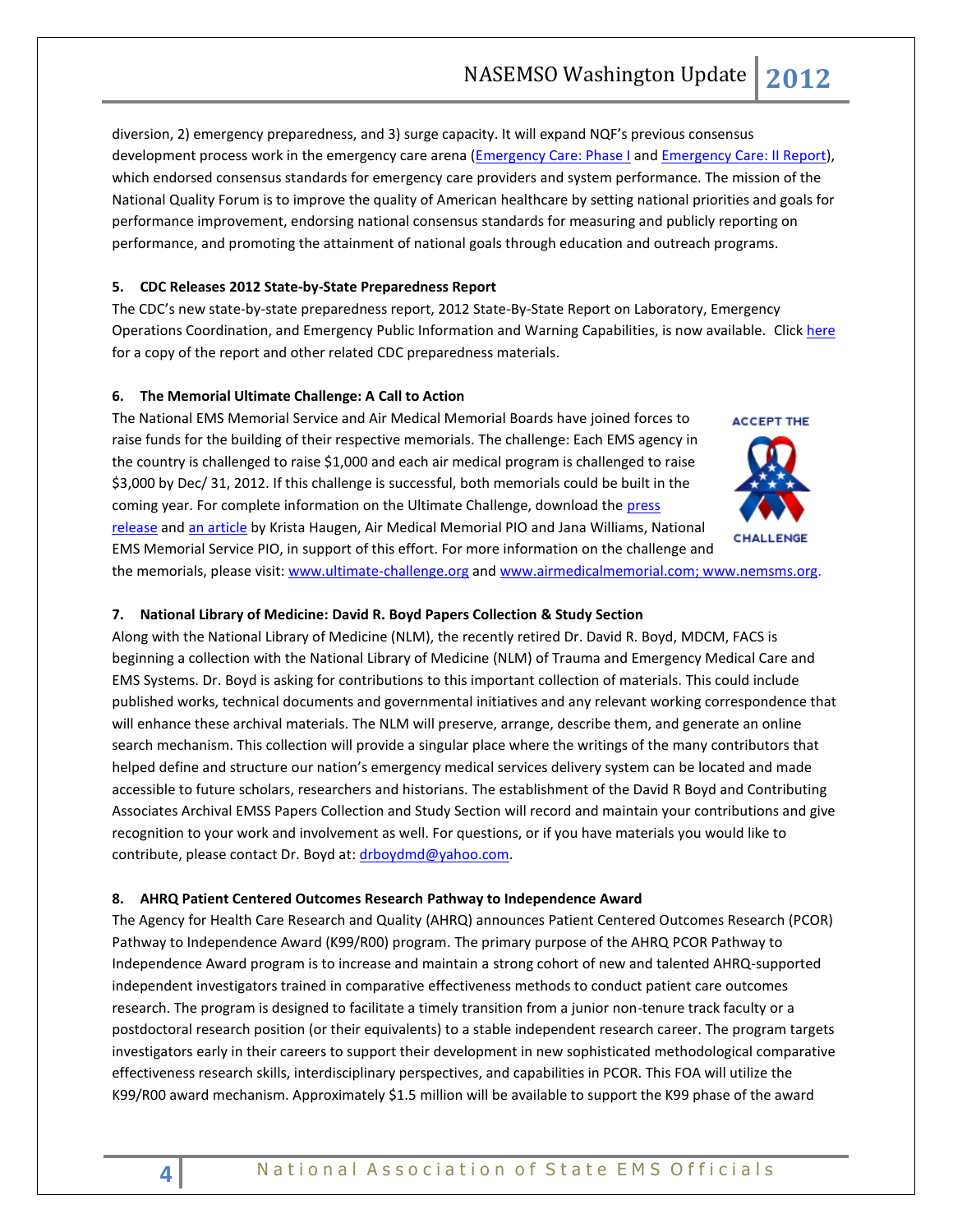diversion, 2) emergency preparedness, and 3) surge capacity. It will expand NQF's previous consensus development process work in the emergency care arena (Emergency Care: Phase I and Emergency Care: II Report), which endorsed consensus standards for emergency care providers and system performance. The mission of the National Quality Forum is to improve the quality of American healthcare by setting national priorities and goals for performance improvement, endorsing national consensus standards for measuring and publicly reporting on performance, and promoting the attainment of national goals through education and outreach programs.

**5. CDC Releases 2012 State-by-State Preparedness Report**

The CDC's new state-by-state preparedness report, 2012 State-By-State Report on Laboratory, Emergency Operations Coordination, and Emergency Public Information and Warning Capabilities, is now available. Click here for a copy of the report and other related CDC preparedness materials.

**6. The Memorial Ultimate Challenge: A Call to Action**

The National EMS Memorial Service and Air Medical Memorial Boards have joined forces to raise funds for the building of their respective memorials. The challenge: Each EMS agency in the country is challenged to raise $1,000 and each air medical program is challenged to raise $3,000 by Dec/ 31, 2012. If this challenge is successful, both memorials could be built in the coming year. For complete information on the Ultimate Challenge, download the press release and an article by Krista Haugen, Air Medical Memorial PIO and Jana Williams, National EMS Memorial Service PIO, in support of this effort. For more information on the challenge and the memorials, please visit: www.ultimate-challenge.org and www.airmedicalmemorial.com; www.nemsms.org.

**7. National Library of Medicine: David R. Boyd Papers Collection & Study Section**

Along with the National Library of Medicine (NLM), the recently retired Dr. David R. Boyd, MDCM, FACS is beginning a collection with the National Library of Medicine (NLM) of Trauma and Emergency Medical Care and EMS Systems. Dr. Boyd is asking for contributions to this important collection of materials. This could include published works, technical documents and governmental initiatives and any relevant working correspondence that will enhance these archival materials. The NLM will preserve, arrange, describe them, and generate an online search mechanism. This collection will provide a singular place where the writings of the many contributors that helped define and structure our nation's emergency medical services delivery system can be located and made accessible to future scholars, researchers and historians. The establishment of the David R Boyd and Contributing Associates Archival EMSS Papers Collection and Study Section will record and maintain your contributions and give recognition to your work and involvement as well. For questions, or if you have materials you would like to contribute, please contact Dr. Boyd at: drboydmd@yahoo.com.

**8. AHRQ Patient Centered Outcomes Research Pathway to Independence Award**

The Agency for Health Care Research and Quality (AHRQ) announces Patient Centered Outcomes Research (PCOR) Pathway to Independence Award (K99/R00) program. The primary purpose of the AHRQ PCOR Pathway to Independence Award program is to increase and maintain a strong cohort of new and talented AHRQ-supported independent investigators trained in comparative effectiveness methods to conduct patient care outcomes research. The program is designed to facilitate a timely transition from a junior non-tenure track faculty or a postdoctoral research position (or their equivalents) to a stable independent research career. The program targets investigators early in their careers to support their development in new sophisticated methodological comparative effectiveness research skills, interdisciplinary perspectives, and capabilities in PCOR. This FOA will utilize the K99/R00 award mechanism. Approximately $1.5 million will be available to support the K99 phase of the award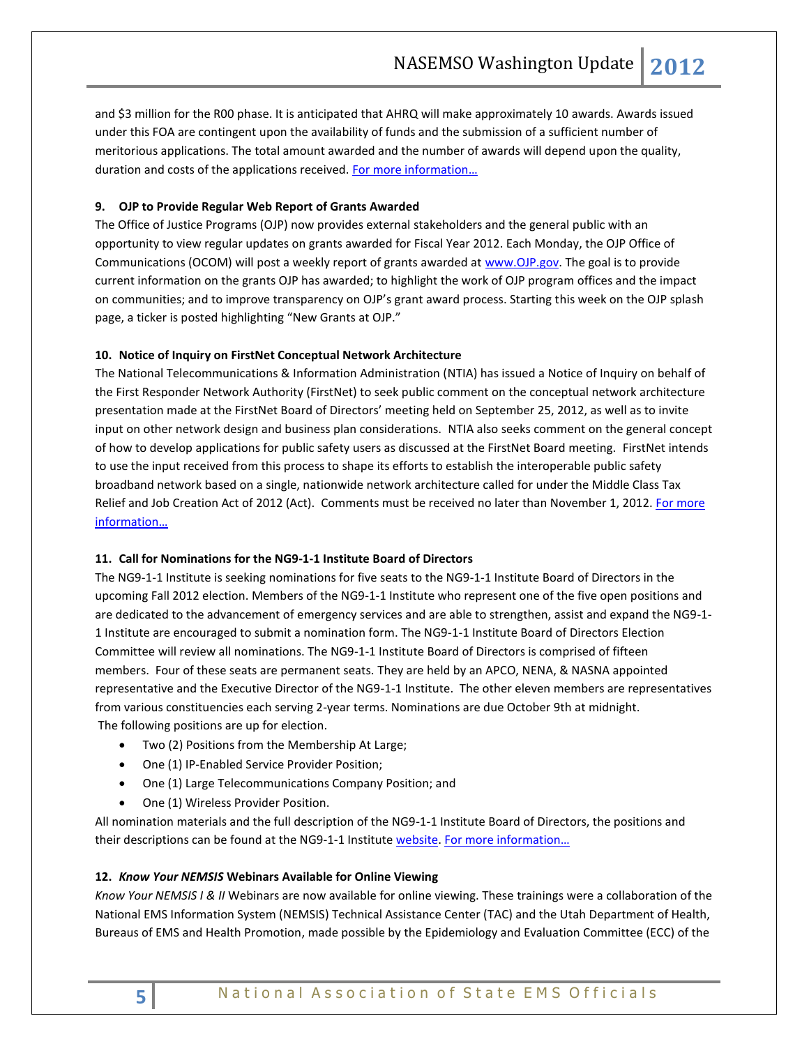and $3 million for the R00 phase. It is anticipated that AHRQ will make approximately 10 awards. Awards issued under this FOA are contingent upon the availability of funds and the submission of a sufficient number of meritorious applications. The total amount awarded and the number of awards will depend upon the quality, duration and costs of the applications received. For more information…

### 9. OJP to Provide Regular Web Report of Grants Awarded

The Office of Justice Programs (OJP) now provides external stakeholders and the general public with an opportunity to view regular updates on grants awarded for Fiscal Year 2012. Each Monday, the OJP Office of Communications (OCOM) will post a weekly report of grants awarded at www.OJP.gov. The goal is to provide current information on the grants OJP has awarded; to highlight the work of OJP program offices and the impact on communities; and to improve transparency on OJP's grant award process. Starting this week on the OJP splash page, a ticker is posted highlighting "New Grants at OJP."

### 10. Notice of Inquiry on FirstNet Conceptual Network Architecture

The National Telecommunications & Information Administration (NTIA) has issued a Notice of Inquiry on behalf of the First Responder Network Authority (FirstNet) to seek public comment on the conceptual network architecture presentation made at the FirstNet Board of Directors' meeting held on September 25, 2012, as well as to invite input on other network design and business plan considerations. NTIA also seeks comment on the general concept of how to develop applications for public safety users as discussed at the FirstNet Board meeting. FirstNet intends to use the input received from this process to shape its efforts to establish the interoperable public safety broadband network based on a single, nationwide network architecture called for under the Middle Class Tax Relief and Job Creation Act of 2012 (Act). Comments must be received no later than November 1, 2012. For more information…

### 11. Call for Nominations for the NG9-1-1 Institute Board of Directors

The NG9-1-1 Institute is seeking nominations for five seats to the NG9-1-1 Institute Board of Directors in the upcoming Fall 2012 election. Members of the NG9-1-1 Institute who represent one of the five open positions and are dedicated to the advancement of emergency services and are able to strengthen, assist and expand the NG9-1-1 Institute are encouraged to submit a nomination form. The NG9-1-1 Institute Board of Directors Election Committee will review all nominations. The NG9-1-1 Institute Board of Directors is comprised of fifteen members. Four of these seats are permanent seats. They are held by an APCO, NENA, & NASNA appointed representative and the Executive Director of the NG9-1-1 Institute. The other eleven members are representatives from various constituencies each serving 2-year terms. Nominations are due October 9th at midnight.
The following positions are up for election.

- Two (2) Positions from the Membership At Large;
- One (1) IP-Enabled Service Provider Position;
- One (1) Large Telecommunications Company Position; and
- One (1) Wireless Provider Position.

All nomination materials and the full description of the NG9-1-1 Institute Board of Directors, the positions and their descriptions can be found at the NG9-1-1 Institute website. For more information…

### 12. *Know Your NEMSIS* Webinars Available for Online Viewing

*Know Your NEMSIS I & II* Webinars are now available for online viewing. These trainings were a collaboration of the National EMS Information System (NEMSIS) Technical Assistance Center (TAC) and the Utah Department of Health, Bureaus of EMS and Health Promotion, made possible by the Epidemiology and Evaluation Committee (ECC) of the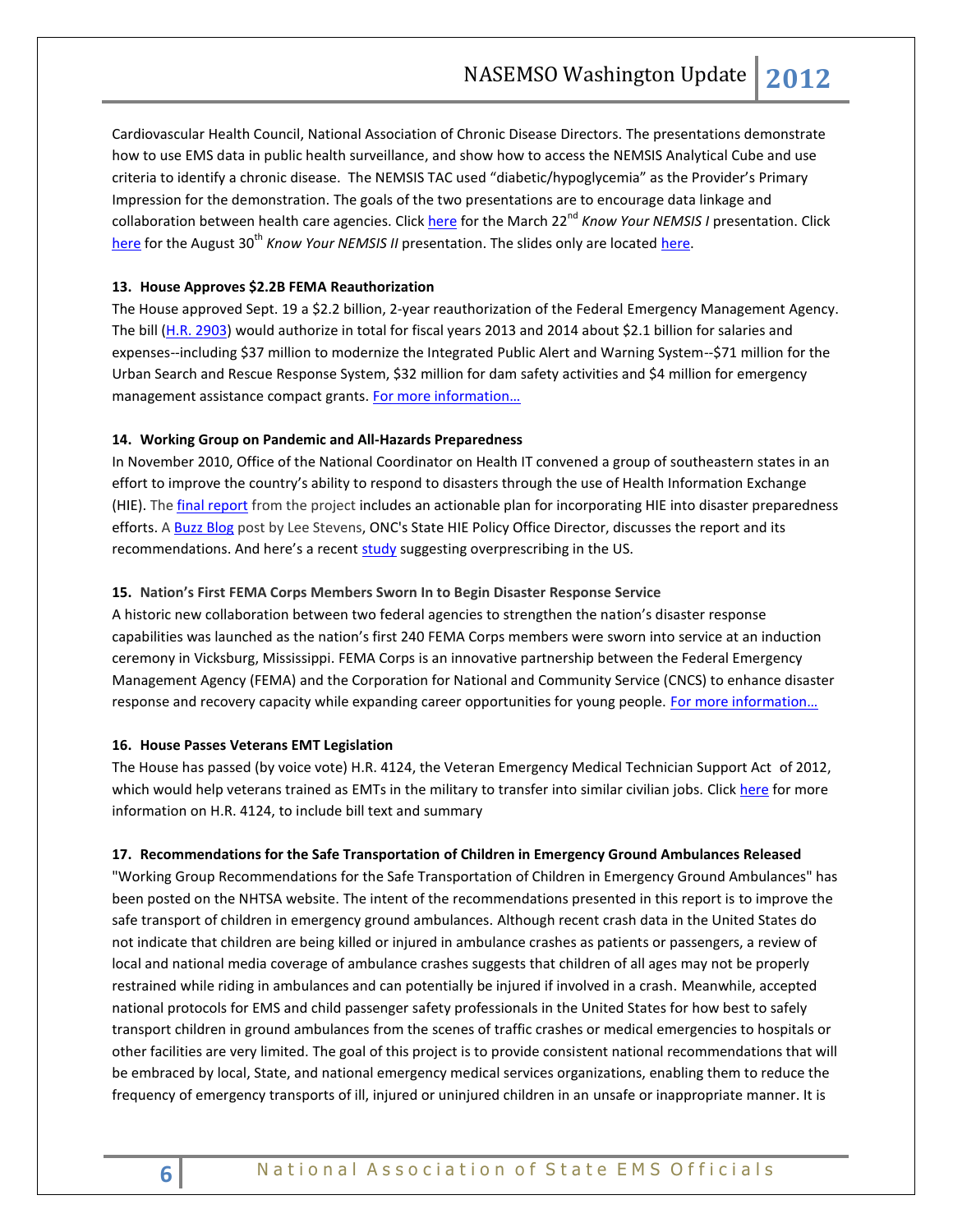Cardiovascular Health Council, National Association of Chronic Disease Directors. The presentations demonstrate how to use EMS data in public health surveillance, and show how to access the NEMSIS Analytical Cube and use criteria to identify a chronic disease. The NEMSIS TAC used "diabetic/hypoglycemia" as the Provider's Primary Impression for the demonstration. The goals of the two presentations are to encourage data linkage and collaboration between health care agencies. Click here for the March 22nd *Know Your NEMSIS I* presentation. Click here for the August 30th *Know Your NEMSIS II* presentation. The slides only are located here.

**13. House Approves $2.2B FEMA Reauthorization**

The House approved Sept. 19 a $2.2 billion, 2-year reauthorization of the Federal Emergency Management Agency. The bill (H.R. 2903) would authorize in total for fiscal years 2013 and 2014 about $2.1 billion for salaries and expenses--including $37 million to modernize the Integrated Public Alert and Warning System--$71 million for the Urban Search and Rescue Response System, $32 million for dam safety activities and $4 million for emergency management assistance compact grants. For more information…

**14. Working Group on Pandemic and All-Hazards Preparedness**

In November 2010, Office of the National Coordinator on Health IT convened a group of southeastern states in an effort to improve the country's ability to respond to disasters through the use of Health Information Exchange (HIE). The final report from the project includes an actionable plan for incorporating HIE into disaster preparedness efforts. A Buzz Blog post by Lee Stevens, ONC's State HIE Policy Office Director, discusses the report and its recommendations. And here's a recent study suggesting overprescribing in the US.

**15. Nation's First FEMA Corps Members Sworn In to Begin Disaster Response Service**

A historic new collaboration between two federal agencies to strengthen the nation's disaster response capabilities was launched as the nation's first 240 FEMA Corps members were sworn into service at an induction ceremony in Vicksburg, Mississippi. FEMA Corps is an innovative partnership between the Federal Emergency Management Agency (FEMA) and the Corporation for National and Community Service (CNCS) to enhance disaster response and recovery capacity while expanding career opportunities for young people. For more information…

**16. House Passes Veterans EMT Legislation**

The House has passed (by voice vote) H.R. 4124, the Veteran Emergency Medical Technician Support Act of 2012, which would help veterans trained as EMTs in the military to transfer into similar civilian jobs. Click here for more information on H.R. 4124, to include bill text and summary

**17. Recommendations for the Safe Transportation of Children in Emergency Ground Ambulances Released**

"Working Group Recommendations for the Safe Transportation of Children in Emergency Ground Ambulances" has been posted on the NHTSA website. The intent of the recommendations presented in this report is to improve the safe transport of children in emergency ground ambulances. Although recent crash data in the United States do not indicate that children are being killed or injured in ambulance crashes as patients or passengers, a review of local and national media coverage of ambulance crashes suggests that children of all ages may not be properly restrained while riding in ambulances and can potentially be injured if involved in a crash. Meanwhile, accepted national protocols for EMS and child passenger safety professionals in the United States for how best to safely transport children in ground ambulances from the scenes of traffic crashes or medical emergencies to hospitals or other facilities are very limited. The goal of this project is to provide consistent national recommendations that will be embraced by local, State, and national emergency medical services organizations, enabling them to reduce the frequency of emergency transports of ill, injured or uninjured children in an unsafe or inappropriate manner. It is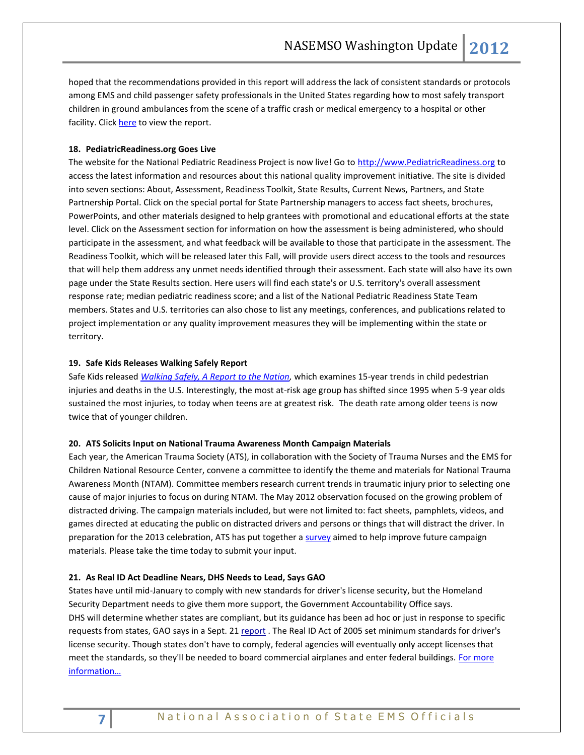hoped that the recommendations provided in this report will address the lack of consistent standards or protocols among EMS and child passenger safety professionals in the United States regarding how to most safely transport children in ground ambulances from the scene of a traffic crash or medical emergency to a hospital or other facility. Click here to view the report.

**18. PediatricReadiness.org Goes Live**

The website for the National Pediatric Readiness Project is now live! Go to http://www.PediatricReadiness.org to access the latest information and resources about this national quality improvement initiative. The site is divided into seven sections: About, Assessment, Readiness Toolkit, State Results, Current News, Partners, and State Partnership Portal. Click on the special portal for State Partnership managers to access fact sheets, brochures, PowerPoints, and other materials designed to help grantees with promotional and educational efforts at the state level. Click on the Assessment section for information on how the assessment is being administered, who should participate in the assessment, and what feedback will be available to those that participate in the assessment. The Readiness Toolkit, which will be released later this Fall, will provide users direct access to the tools and resources that will help them address any unmet needs identified through their assessment. Each state will also have its own page under the State Results section. Here users will find each state's or U.S. territory's overall assessment response rate; median pediatric readiness score; and a list of the National Pediatric Readiness State Team members. States and U.S. territories can also chose to list any meetings, conferences, and publications related to project implementation or any quality improvement measures they will be implementing within the state or territory.

**19. Safe Kids Releases Walking Safely Report**

Safe Kids released *Walking Safely, A Report to the Nation,* which examines 15-year trends in child pedestrian injuries and deaths in the U.S. Interestingly, the most at-risk age group has shifted since 1995 when 5-9 year olds sustained the most injuries, to today when teens are at greatest risk. The death rate among older teens is now twice that of younger children.

**20. ATS Solicits Input on National Trauma Awareness Month Campaign Materials**

Each year, the American Trauma Society (ATS), in collaboration with the Society of Trauma Nurses and the EMS for Children National Resource Center, convene a committee to identify the theme and materials for National Trauma Awareness Month (NTAM). Committee members research current trends in traumatic injury prior to selecting one cause of major injuries to focus on during NTAM. The May 2012 observation focused on the growing problem of distracted driving. The campaign materials included, but were not limited to: fact sheets, pamphlets, videos, and games directed at educating the public on distracted drivers and persons or things that will distract the driver. In preparation for the 2013 celebration, ATS has put together a survey aimed to help improve future campaign materials. Please take the time today to submit your input.

**21. As Real ID Act Deadline Nears, DHS Needs to Lead, Says GAO**

States have until mid-January to comply with new standards for driver's license security, but the Homeland Security Department needs to give them more support, the Government Accountability Office says.
DHS will determine whether states are compliant, but its guidance has been ad hoc or just in response to specific requests from states, GAO says in a Sept. 21 report . The Real ID Act of 2005 set minimum standards for driver's license security. Though states don't have to comply, federal agencies will eventually only accept licenses that meet the standards, so they'll be needed to board commercial airplanes and enter federal buildings. For more information…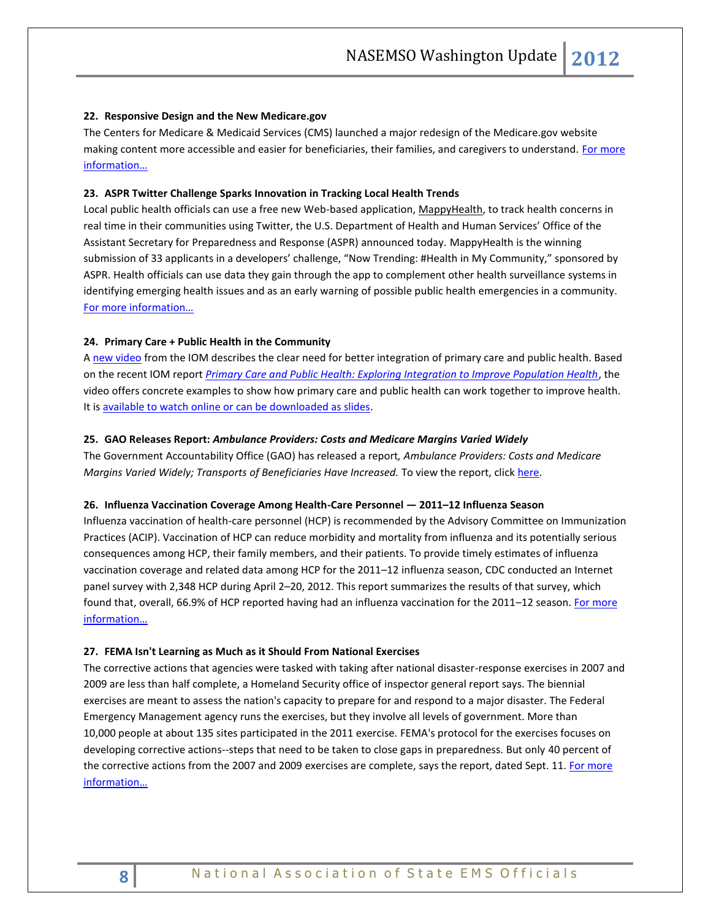### 22. Responsive Design and the New Medicare.gov

The Centers for Medicare & Medicaid Services (CMS) launched a major redesign of the Medicare.gov website making content more accessible and easier for beneficiaries, their families, and caregivers to understand. For more information…

### 23. ASPR Twitter Challenge Sparks Innovation in Tracking Local Health Trends

Local public health officials can use a free new Web-based application, MappyHealth, to track health concerns in real time in their communities using Twitter, the U.S. Department of Health and Human Services' Office of the Assistant Secretary for Preparedness and Response (ASPR) announced today. MappyHealth is the winning submission of 33 applicants in a developers' challenge, "Now Trending: #Health in My Community," sponsored by ASPR. Health officials can use data they gain through the app to complement other health surveillance systems in identifying emerging health issues and as an early warning of possible public health emergencies in a community. For more information…

### 24. Primary Care + Public Health in the Community

A new video from the IOM describes the clear need for better integration of primary care and public health. Based on the recent IOM report *Primary Care and Public Health: Exploring Integration to Improve Population Health*, the video offers concrete examples to show how primary care and public health can work together to improve health. It is available to watch online or can be downloaded as slides.

### 25. GAO Releases Report: *Ambulance Providers: Costs and Medicare Margins Varied Widely*

The Government Accountability Office (GAO) has released a report*, Ambulance Providers: Costs and Medicare Margins Varied Widely; Transports of Beneficiaries Have Increased.* To view the report, click here.

### 26. Influenza Vaccination Coverage Among Health-Care Personnel — 2011–12 Influenza Season

Influenza vaccination of health-care personnel (HCP) is recommended by the Advisory Committee on Immunization Practices (ACIP). Vaccination of HCP can reduce morbidity and mortality from influenza and its potentially serious consequences among HCP, their family members, and their patients. To provide timely estimates of influenza vaccination coverage and related data among HCP for the 2011–12 influenza season, CDC conducted an Internet panel survey with 2,348 HCP during April 2–20, 2012. This report summarizes the results of that survey, which found that, overall, 66.9% of HCP reported having had an influenza vaccination for the 2011–12 season. For more information…

### 27. FEMA Isn't Learning as Much as it Should From National Exercises

The corrective actions that agencies were tasked with taking after national disaster-response exercises in 2007 and 2009 are less than half complete, a Homeland Security office of inspector general report says. The biennial exercises are meant to assess the nation's capacity to prepare for and respond to a major disaster. The Federal Emergency Management agency runs the exercises, but they involve all levels of government. More than 10,000 people at about 135 sites participated in the 2011 exercise. FEMA's protocol for the exercises focuses on developing corrective actions--steps that need to be taken to close gaps in preparedness. But only 40 percent of the corrective actions from the 2007 and 2009 exercises are complete, says the report, dated Sept. 11. For more information…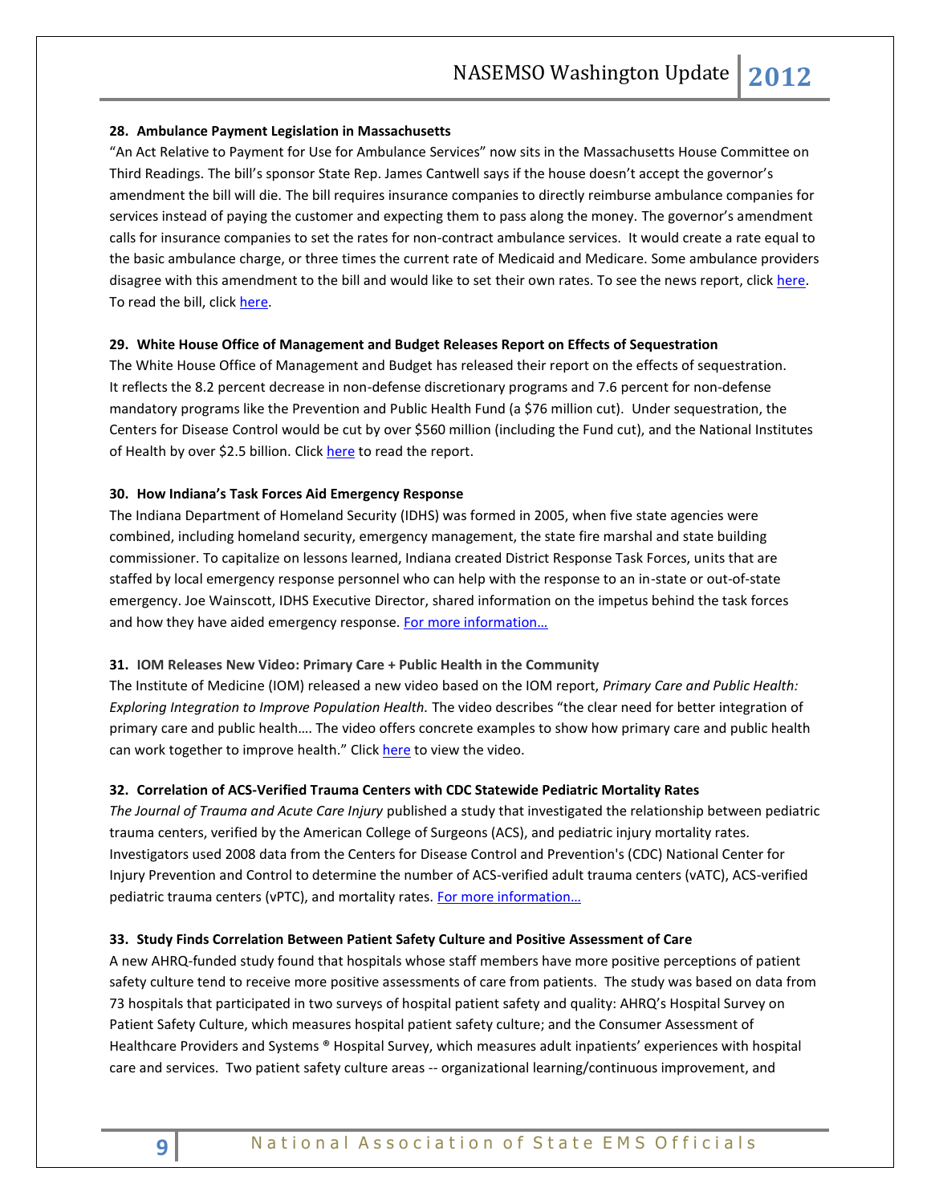### 28. Ambulance Payment Legislation in Massachusetts

"An Act Relative to Payment for Use for Ambulance Services" now sits in the Massachusetts House Committee on Third Readings. The bill's sponsor State Rep. James Cantwell says if the house doesn't accept the governor's amendment the bill will die. The bill requires insurance companies to directly reimburse ambulance companies for services instead of paying the customer and expecting them to pass along the money. The governor's amendment calls for insurance companies to set the rates for non-contract ambulance services. It would create a rate equal to the basic ambulance charge, or three times the current rate of Medicaid and Medicare. Some ambulance providers disagree with this amendment to the bill and would like to set their own rates. To see the news report, click here. To read the bill, click here.

### 29. White House Office of Management and Budget Releases Report on Effects of Sequestration

The White House Office of Management and Budget has released their report on the effects of sequestration. It reflects the 8.2 percent decrease in non-defense discretionary programs and 7.6 percent for non-defense mandatory programs like the Prevention and Public Health Fund (a $76 million cut). Under sequestration, the Centers for Disease Control would be cut by over $560 million (including the Fund cut), and the National Institutes of Health by over $2.5 billion. Click here to read the report.

### 30. How Indiana's Task Forces Aid Emergency Response

The Indiana Department of Homeland Security (IDHS) was formed in 2005, when five state agencies were combined, including homeland security, emergency management, the state fire marshal and state building commissioner. To capitalize on lessons learned, Indiana created District Response Task Forces, units that are staffed by local emergency response personnel who can help with the response to an in-state or out-of-state emergency. Joe Wainscott, IDHS Executive Director, shared information on the impetus behind the task forces and how they have aided emergency response. For more information…

### 31. IOM Releases New Video: Primary Care + Public Health in the Community

The Institute of Medicine (IOM) released a new video based on the IOM report, *Primary Care and Public Health: Exploring Integration to Improve Population Health.* The video describes "the clear need for better integration of primary care and public health…. The video offers concrete examples to show how primary care and public health can work together to improve health." Click here to view the video.

### 32. Correlation of ACS-Verified Trauma Centers with CDC Statewide Pediatric Mortality Rates

*The Journal of Trauma and Acute Care Injury* published a study that investigated the relationship between pediatric trauma centers, verified by the American College of Surgeons (ACS), and pediatric injury mortality rates. Investigators used 2008 data from the Centers for Disease Control and Prevention's (CDC) National Center for Injury Prevention and Control to determine the number of ACS-verified adult trauma centers (vATC), ACS-verified pediatric trauma centers (vPTC), and mortality rates. For more information…

### 33. Study Finds Correlation Between Patient Safety Culture and Positive Assessment of Care

A new AHRQ-funded study found that hospitals whose staff members have more positive perceptions of patient safety culture tend to receive more positive assessments of care from patients. The study was based on data from 73 hospitals that participated in two surveys of hospital patient safety and quality: AHRQ's Hospital Survey on Patient Safety Culture, which measures hospital patient safety culture; and the Consumer Assessment of Healthcare Providers and Systems ® Hospital Survey, which measures adult inpatients' experiences with hospital care and services. Two patient safety culture areas -- organizational learning/continuous improvement, and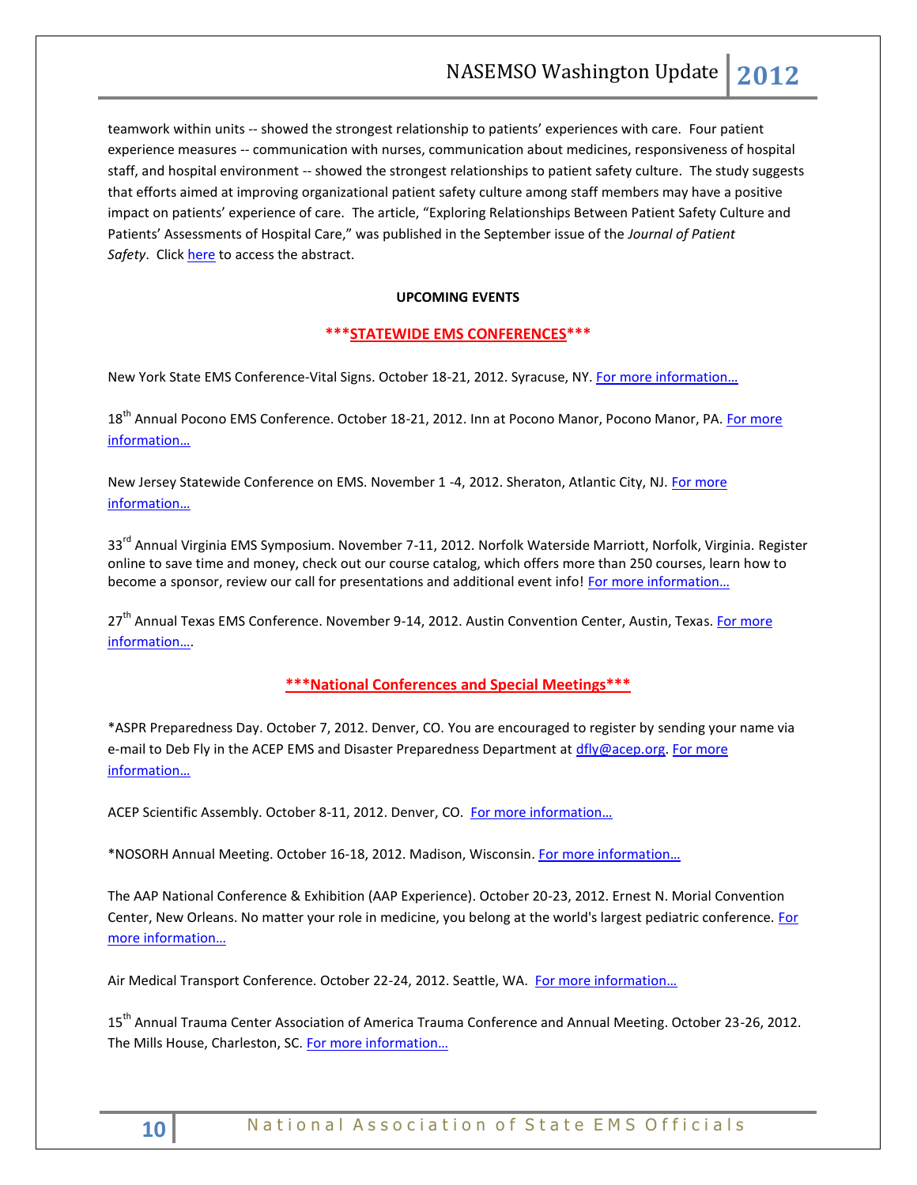teamwork within units -- showed the strongest relationship to patients' experiences with care. Four patient experience measures -- communication with nurses, communication about medicines, responsiveness of hospital staff, and hospital environment -- showed the strongest relationships to patient safety culture. The study suggests that efforts aimed at improving organizational patient safety culture among staff members may have a positive impact on patients' experience of care. The article, "Exploring Relationships Between Patient Safety Culture and Patients' Assessments of Hospital Care," was published in the September issue of the *Journal of Patient Safety*. Click here to access the abstract.

**UPCOMING EVENTS**

**\*\*\*STATEWIDE EMS CONFERENCES\*\*\***

New York State EMS Conference-Vital Signs. October 18-21, 2012. Syracuse, NY. For more information…

18th Annual Pocono EMS Conference. October 18-21, 2012. Inn at Pocono Manor, Pocono Manor, PA. For more information…

New Jersey Statewide Conference on EMS. November 1 -4, 2012. Sheraton, Atlantic City, NJ. For more information…

33rd Annual Virginia EMS Symposium. November 7-11, 2012. Norfolk Waterside Marriott, Norfolk, Virginia. Register online to save time and money, check out our course catalog, which offers more than 250 courses, learn how to become a sponsor, review our call for presentations and additional event info! For more information…

27th Annual Texas EMS Conference. November 9-14, 2012. Austin Convention Center, Austin, Texas. For more information….

**\*\*\*National Conferences and Special Meetings\*\*\***

*ASPR Preparedness Day. October 7, 2012. Denver, CO. You are encouraged to register by sending your name via e-mail to Deb Fly in the ACEP EMS and Disaster Preparedness Department at dfly@acep.org. For more information…

ACEP Scientific Assembly. October 8-11, 2012. Denver, CO. For more information…

*NOSORH Annual Meeting. October 16-18, 2012. Madison, Wisconsin. For more information…

The AAP National Conference & Exhibition (AAP Experience). October 20-23, 2012. Ernest N. Morial Convention Center, New Orleans. No matter your role in medicine, you belong at the world's largest pediatric conference. For more information…

Air Medical Transport Conference. October 22-24, 2012. Seattle, WA. For more information…

15th Annual Trauma Center Association of America Trauma Conference and Annual Meeting. October 23-26, 2012. The Mills House, Charleston, SC. For more information…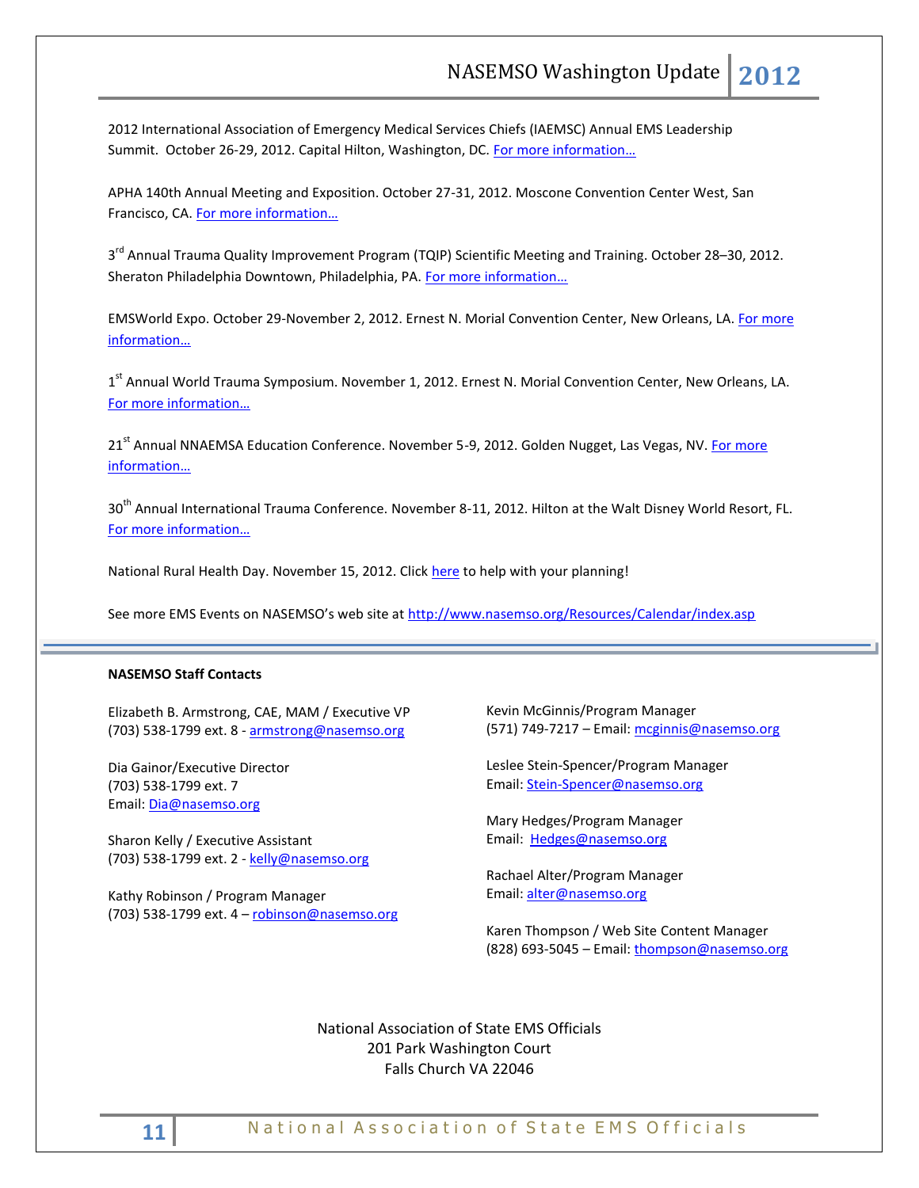2012 International Association of Emergency Medical Services Chiefs (IAEMSC) Annual EMS Leadership Summit. October 26-29, 2012. Capital Hilton, Washington, DC. For more information…

APHA 140th Annual Meeting and Exposition. October 27-31, 2012. Moscone Convention Center West, San Francisco, CA. For more information…

3rd Annual Trauma Quality Improvement Program (TQIP) Scientific Meeting and Training. October 28–30, 2012. Sheraton Philadelphia Downtown, Philadelphia, PA. For more information…

EMSWorld Expo. October 29-November 2, 2012. Ernest N. Morial Convention Center, New Orleans, LA. For more information…

1st Annual World Trauma Symposium. November 1, 2012. Ernest N. Morial Convention Center, New Orleans, LA. For more information…

21st Annual NNAEMSA Education Conference. November 5-9, 2012. Golden Nugget, Las Vegas, NV. For more information…

30th Annual International Trauma Conference. November 8-11, 2012. Hilton at the Walt Disney World Resort, FL. For more information…

National Rural Health Day. November 15, 2012. Click here to help with your planning!

See more EMS Events on NASEMSO's web site at http://www.nasemso.org/Resources/Calendar/index.asp

---

**NASEMSO Staff Contacts**

Elizabeth B. Armstrong, CAE, MAM / Executive VP
(703) 538-1799 ext. 8 - armstrong@nasemso.org

Dia Gainor/Executive Director
(703) 538-1799 ext. 7
Email: Dia@nasemso.org

Sharon Kelly / Executive Assistant
(703) 538-1799 ext. 2 - kelly@nasemso.org

Kathy Robinson / Program Manager
(703) 538-1799 ext. 4 – robinson@nasemso.org

Kevin McGinnis/Program Manager
(571) 749-7217 – Email: mcginnis@nasemso.org

Leslee Stein-Spencer/Program Manager
Email: Stein-Spencer@nasemso.org

Mary Hedges/Program Manager
Email: Hedges@nasemso.org

Rachael Alter/Program Manager
Email: alter@nasemso.org

Karen Thompson / Web Site Content Manager
(828) 693-5045 – Email: thompson@nasemso.org

National Association of State EMS Officials
201 Park Washington Court
Falls Church VA 22046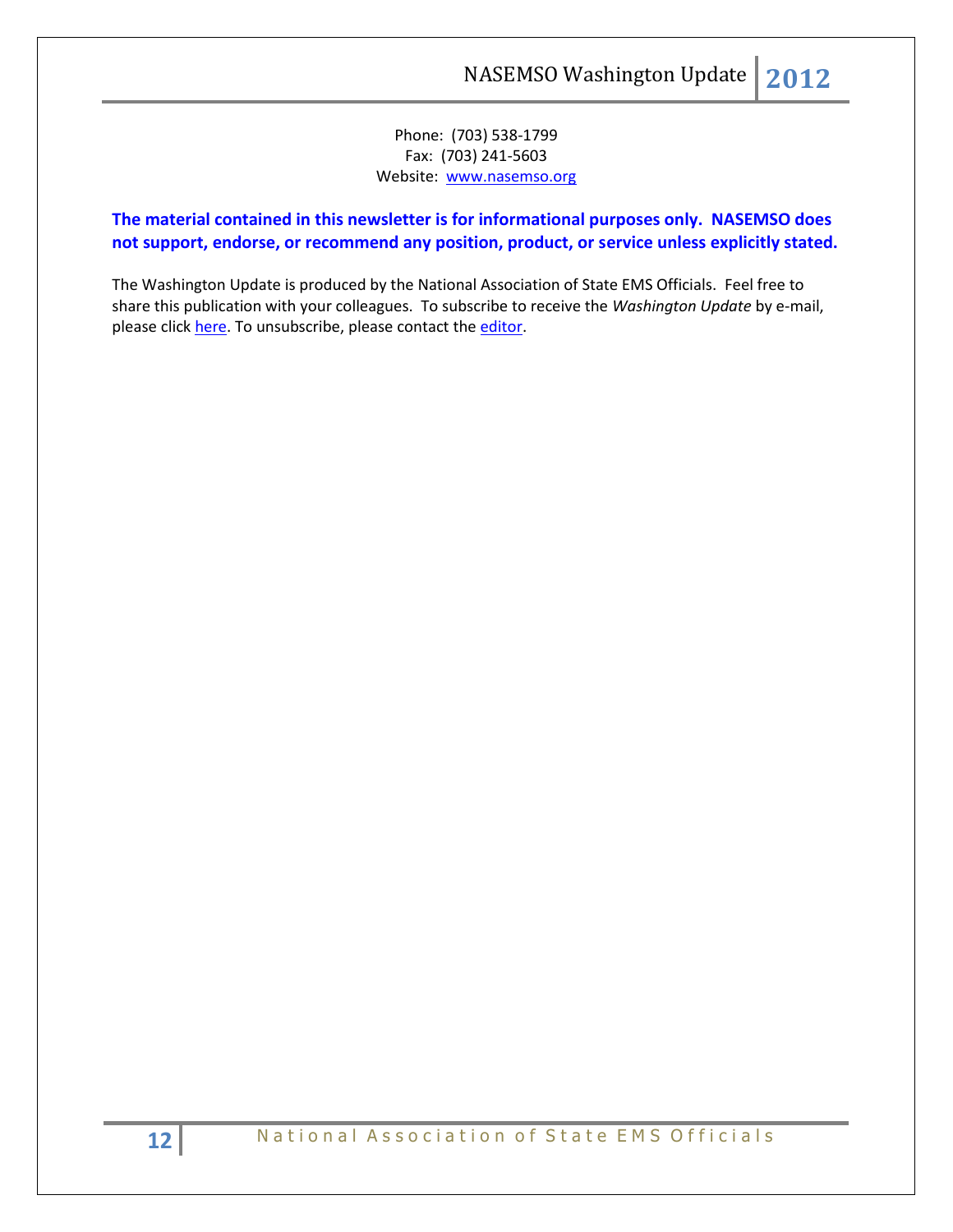Phone: (703) 538-1799
Fax: (703) 241-5603
Website: [www.nasemso.org](http://www.nasemso.org)

**The material contained in this newsletter is for informational purposes only. NASEMSO does not support, endorse, or recommend any position, product, or service unless explicitly stated.**

The Washington Update is produced by the National Association of State EMS Officials. Feel free to share this publication with your colleagues. To subscribe to receive the *Washington Update* by e-mail, please click here. To unsubscribe, please contact the editor.